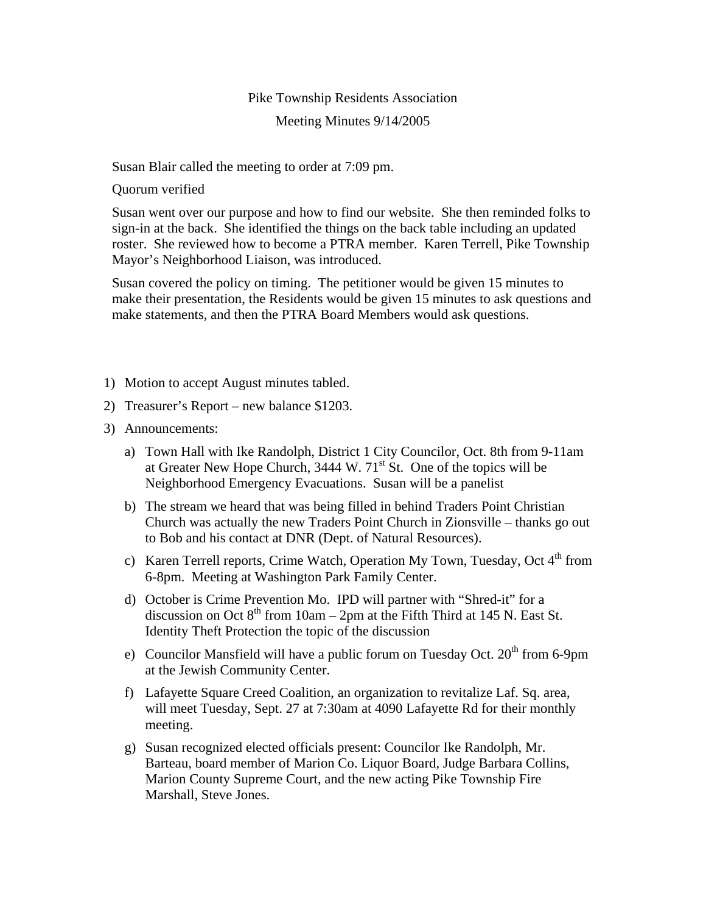Pike Township Residents Association

Meeting Minutes 9/14/2005

Susan Blair called the meeting to order at 7:09 pm.

Quorum verified

Susan went over our purpose and how to find our website. She then reminded folks to sign-in at the back. She identified the things on the back table including an updated roster. She reviewed how to become a PTRA member. Karen Terrell, Pike Township Mayor's Neighborhood Liaison, was introduced.

Susan covered the policy on timing. The petitioner would be given 15 minutes to make their presentation, the Residents would be given 15 minutes to ask questions and make statements, and then the PTRA Board Members would ask questions.

1) Motion to accept August minutes tabled.
2) Treasurer's Report – new balance $1203.
3) Announcements:
   a) Town Hall with Ike Randolph, District 1 City Councilor, Oct. 8th from 9-11am at Greater New Hope Church, 3444 W. 71st St. One of the topics will be Neighborhood Emergency Evacuations. Susan will be a panelist
   b) The stream we heard that was being filled in behind Traders Point Christian Church was actually the new Traders Point Church in Zionsville – thanks go out to Bob and his contact at DNR (Dept. of Natural Resources).
   c) Karen Terrell reports, Crime Watch, Operation My Town, Tuesday, Oct 4th from 6-8pm. Meeting at Washington Park Family Center.
   d) October is Crime Prevention Mo. IPD will partner with "Shred-it" for a discussion on Oct 8th from 10am – 2pm at the Fifth Third at 145 N. East St. Identity Theft Protection the topic of the discussion
   e) Councilor Mansfield will have a public forum on Tuesday Oct. 20th from 6-9pm at the Jewish Community Center.
   f) Lafayette Square Creed Coalition, an organization to revitalize Laf. Sq. area, will meet Tuesday, Sept. 27 at 7:30am at 4090 Lafayette Rd for their monthly meeting.
   g) Susan recognized elected officials present: Councilor Ike Randolph, Mr. Barteau, board member of Marion Co. Liquor Board, Judge Barbara Collins, Marion County Supreme Court, and the new acting Pike Township Fire Marshall, Steve Jones.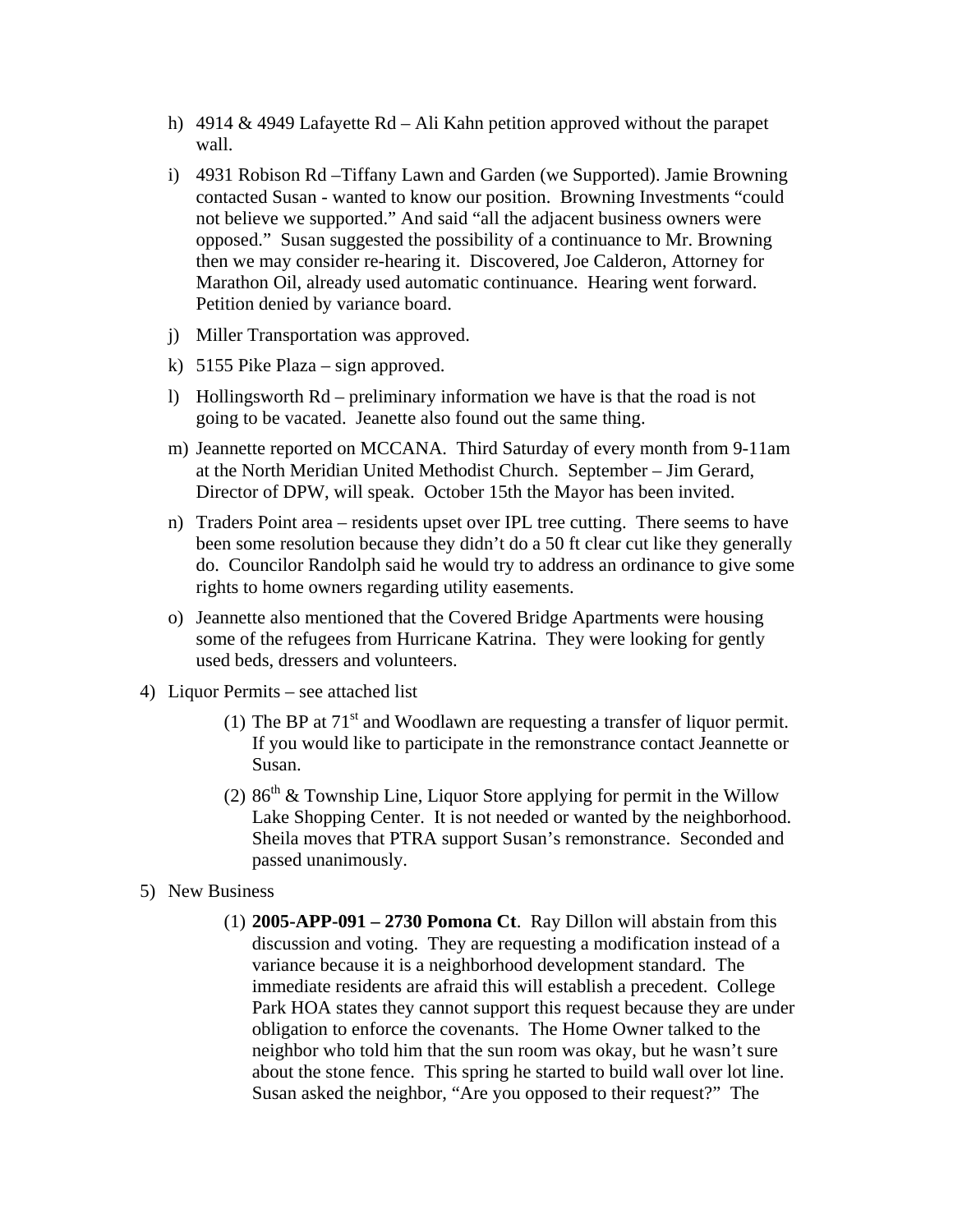h) 4914 & 4949 Lafayette Rd – Ali Kahn petition approved without the parapet wall.

i) 4931 Robison Rd –Tiffany Lawn and Garden (we Supported). Jamie Browning contacted Susan - wanted to know our position. Browning Investments "could not believe we supported." And said "all the adjacent business owners were opposed." Susan suggested the possibility of a continuance to Mr. Browning then we may consider re-hearing it. Discovered, Joe Calderon, Attorney for Marathon Oil, already used automatic continuance. Hearing went forward. Petition denied by variance board.

j) Miller Transportation was approved.

k) 5155 Pike Plaza – sign approved.

l) Hollingsworth Rd – preliminary information we have is that the road is not going to be vacated. Jeanette also found out the same thing.

m) Jeannette reported on MCCANA. Third Saturday of every month from 9-11am at the North Meridian United Methodist Church. September – Jim Gerard, Director of DPW, will speak. October 15th the Mayor has been invited.

n) Traders Point area – residents upset over IPL tree cutting. There seems to have been some resolution because they didn't do a 50 ft clear cut like they generally do. Councilor Randolph said he would try to address an ordinance to give some rights to home owners regarding utility easements.

o) Jeannette also mentioned that the Covered Bridge Apartments were housing some of the refugees from Hurricane Katrina. They were looking for gently used beds, dressers and volunteers.

4) Liquor Permits – see attached list

   (1) The BP at 71st and Woodlawn are requesting a transfer of liquor permit. If you would like to participate in the remonstrance contact Jeannette or Susan.

   (2) 86th & Township Line, Liquor Store applying for permit in the Willow Lake Shopping Center. It is not needed or wanted by the neighborhood. Sheila moves that PTRA support Susan's remonstrance. Seconded and passed unanimously.

5) New Business

   (1) **2005-APP-091 – 2730 Pomona Ct**. Ray Dillon will abstain from this discussion and voting. They are requesting a modification instead of a variance because it is a neighborhood development standard. The immediate residents are afraid this will establish a precedent. College Park HOA states they cannot support this request because they are under obligation to enforce the covenants. The Home Owner talked to the neighbor who told him that the sun room was okay, but he wasn't sure about the stone fence. This spring he started to build wall over lot line. Susan asked the neighbor, "Are you opposed to their request?" The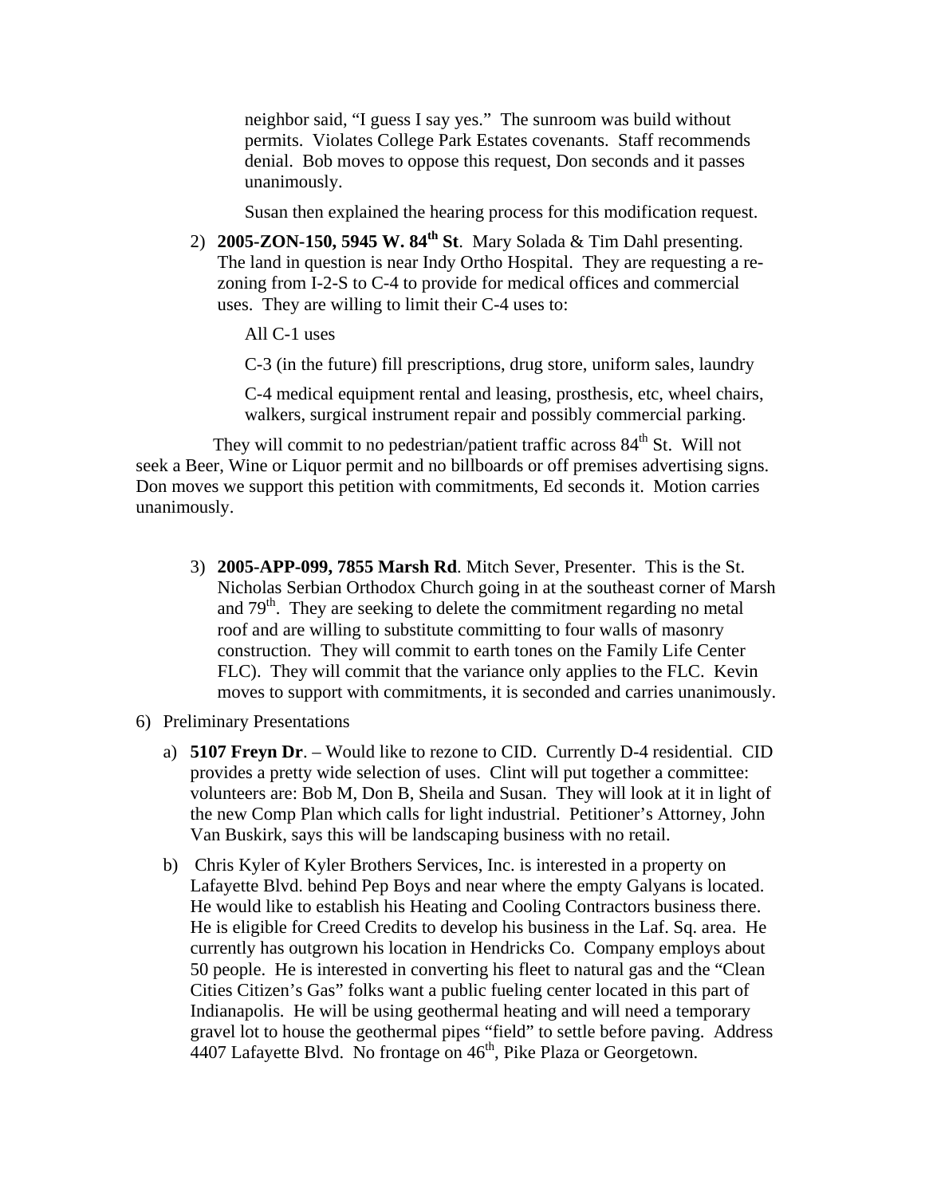neighbor said, "I guess I say yes." The sunroom was build without permits. Violates College Park Estates covenants. Staff recommends denial. Bob moves to oppose this request, Don seconds and it passes unanimously.

Susan then explained the hearing process for this modification request.

2) **2005-ZON-150, 5945 W. 84th St**. Mary Solada & Tim Dahl presenting. The land in question is near Indy Ortho Hospital. They are requesting a re-zoning from I-2-S to C-4 to provide for medical offices and commercial uses. They are willing to limit their C-4 uses to:

   All C-1 uses

   C-3 (in the future) fill prescriptions, drug store, uniform sales, laundry

   C-4 medical equipment rental and leasing, prosthesis, etc, wheel chairs, walkers, surgical instrument repair and possibly commercial parking.

They will commit to no pedestrian/patient traffic across 84th St. Will not seek a Beer, Wine or Liquor permit and no billboards or off premises advertising signs. Don moves we support this petition with commitments, Ed seconds it. Motion carries unanimously.

3) **2005-APP-099, 7855 Marsh Rd**. Mitch Sever, Presenter. This is the St. Nicholas Serbian Orthodox Church going in at the southeast corner of Marsh and 79th. They are seeking to delete the commitment regarding no metal roof and are willing to substitute committing to four walls of masonry construction. They will commit to earth tones on the Family Life Center FLC). They will commit that the variance only applies to the FLC. Kevin moves to support with commitments, it is seconded and carries unanimously.

6) Preliminary Presentations

   a) **5107 Freyn Dr**. – Would like to rezone to CID. Currently D-4 residential. CID provides a pretty wide selection of uses. Clint will put together a committee: volunteers are: Bob M, Don B, Sheila and Susan. They will look at it in light of the new Comp Plan which calls for light industrial. Petitioner's Attorney, John Van Buskirk, says this will be landscaping business with no retail.

   b) Chris Kyler of Kyler Brothers Services, Inc. is interested in a property on Lafayette Blvd. behind Pep Boys and near where the empty Galyans is located. He would like to establish his Heating and Cooling Contractors business there. He is eligible for Creed Credits to develop his business in the Laf. Sq. area. He currently has outgrown his location in Hendricks Co. Company employs about 50 people. He is interested in converting his fleet to natural gas and the "Clean Cities Citizen's Gas" folks want a public fueling center located in this part of Indianapolis. He will be using geothermal heating and will need a temporary gravel lot to house the geothermal pipes "field" to settle before paving. Address 4407 Lafayette Blvd. No frontage on 46th, Pike Plaza or Georgetown.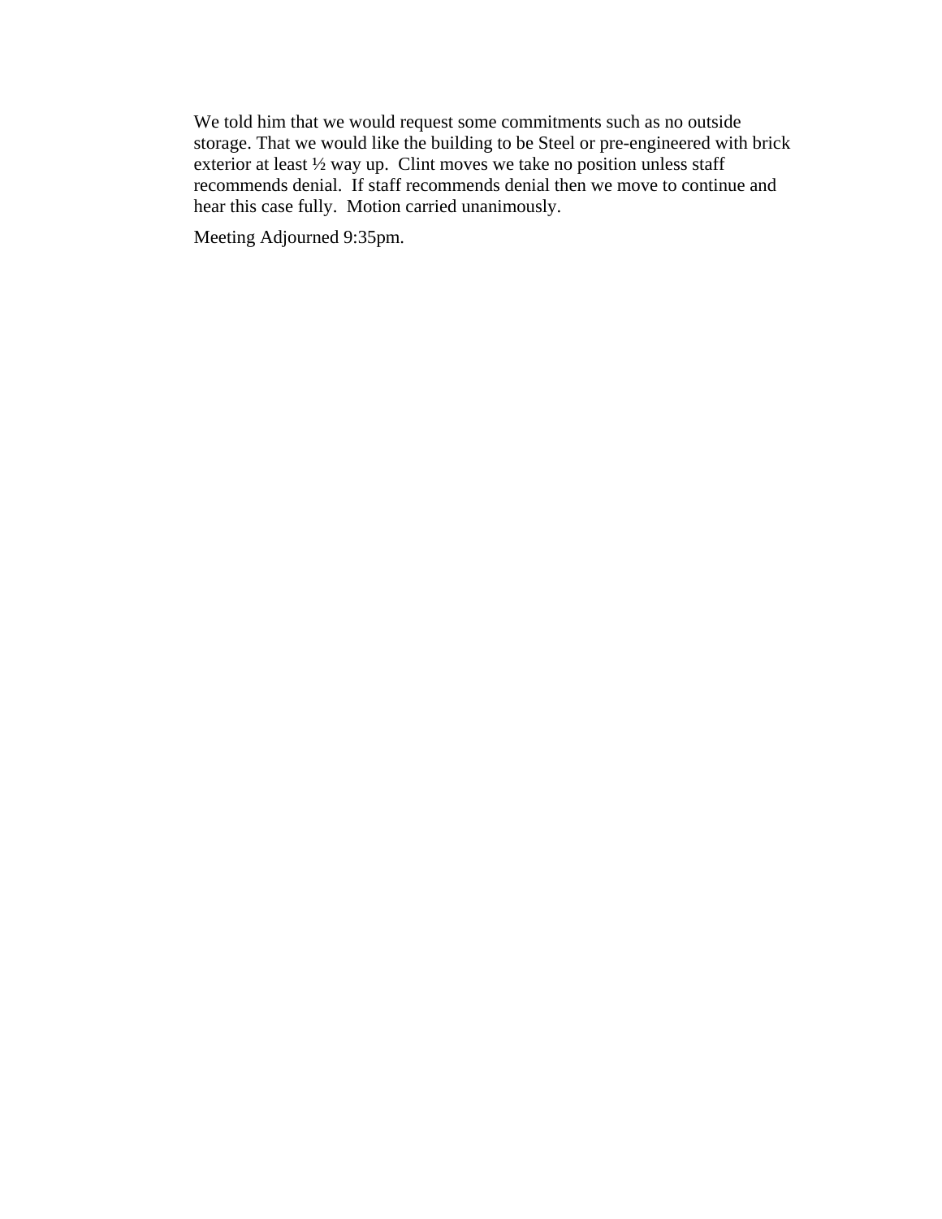We told him that we would request some commitments such as no outside storage. That we would like the building to be Steel or pre-engineered with brick exterior at least ½ way up. Clint moves we take no position unless staff recommends denial. If staff recommends denial then we move to continue and hear this case fully. Motion carried unanimously.

Meeting Adjourned 9:35pm.